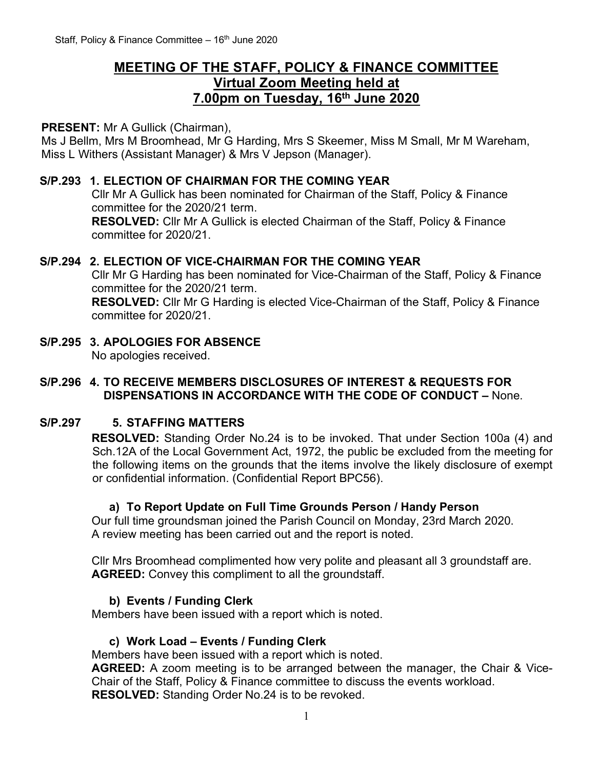# MEETING OF THE STAFF, POLICY & FINANCE COMMITTEE
## Virtual Zoom Meeting held at
## 7.00pm on Tuesday, 16th June 2020

**PRESENT:** Mr A Gullick (Chairman),
Ms J Bellm, Mrs M Broomhead, Mr G Harding, Mrs S Skeemer, Miss M Small, Mr M Wareham, Miss L Withers (Assistant Manager) & Mrs V Jepson (Manager).

**S/P.293 1. ELECTION OF CHAIRMAN FOR THE COMING YEAR**

Cllr Mr A Gullick has been nominated for Chairman of the Staff, Policy & Finance committee for the 2020/21 term.

**RESOLVED:** Cllr Mr A Gullick is elected Chairman of the Staff, Policy & Finance committee for 2020/21.

**S/P.294 2. ELECTION OF VICE-CHAIRMAN FOR THE COMING YEAR**

Cllr Mr G Harding has been nominated for Vice-Chairman of the Staff, Policy & Finance committee for the 2020/21 term.

**RESOLVED:** Cllr Mr G Harding is elected Vice-Chairman of the Staff, Policy & Finance committee for 2020/21.

**S/P.295 3. APOLOGIES FOR ABSENCE**

No apologies received.

**S/P.296 4. TO RECEIVE MEMBERS DISCLOSURES OF INTEREST & REQUESTS FOR DISPENSATIONS IN ACCORDANCE WITH THE CODE OF CONDUCT –** None.

**S/P.297 5. STAFFING MATTERS**

**RESOLVED:** Standing Order No.24 is to be invoked. That under Section 100a (4) and Sch.12A of the Local Government Act, 1972, the public be excluded from the meeting for the following items on the grounds that the items involve the likely disclosure of exempt or confidential information. (Confidential Report BPC56).

**a) To Report Update on Full Time Grounds Person / Handy Person**

Our full time groundsman joined the Parish Council on Monday, 23rd March 2020.
A review meeting has been carried out and the report is noted.

Cllr Mrs Broomhead complimented how very polite and pleasant all 3 groundstaff are.
**AGREED:** Convey this compliment to all the groundstaff.

**b) Events / Funding Clerk**

Members have been issued with a report which is noted.

**c) Work Load – Events / Funding Clerk**

Members have been issued with a report which is noted.
**AGREED:** A zoom meeting is to be arranged between the manager, the Chair & Vice-Chair of the Staff, Policy & Finance committee to discuss the events workload.
**RESOLVED:** Standing Order No.24 is to be revoked.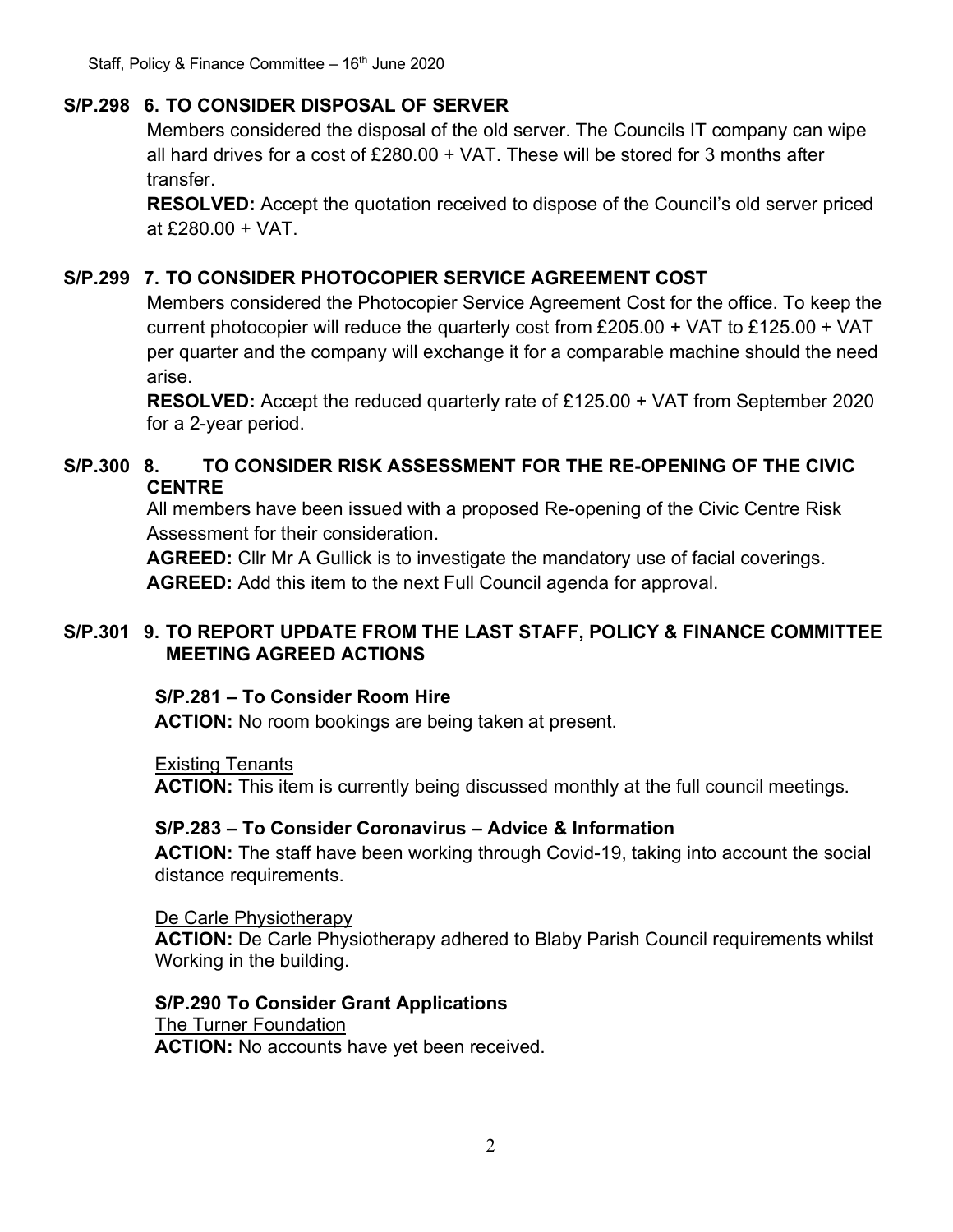## S/P.298 6. TO CONSIDER DISPOSAL OF SERVER

Members considered the disposal of the old server. The Councils IT company can wipe all hard drives for a cost of £280.00 + VAT. These will be stored for 3 months after transfer.

**RESOLVED:** Accept the quotation received to dispose of the Council's old server priced at £280.00 + VAT.

## S/P.299 7. TO CONSIDER PHOTOCOPIER SERVICE AGREEMENT COST

Members considered the Photocopier Service Agreement Cost for the office. To keep the current photocopier will reduce the quarterly cost from £205.00 + VAT to £125.00 + VAT per quarter and the company will exchange it for a comparable machine should the need arise.

**RESOLVED:** Accept the reduced quarterly rate of £125.00 + VAT from September 2020 for a 2-year period.

## S/P.300 8. TO CONSIDER RISK ASSESSMENT FOR THE RE-OPENING OF THE CIVIC CENTRE

All members have been issued with a proposed Re-opening of the Civic Centre Risk Assessment for their consideration.

**AGREED:** Cllr Mr A Gullick is to investigate the mandatory use of facial coverings.
**AGREED:** Add this item to the next Full Council agenda for approval.

## S/P.301 9. TO REPORT UPDATE FROM THE LAST STAFF, POLICY & FINANCE COMMITTEE MEETING AGREED ACTIONS

**S/P.281 – To Consider Room Hire**

**ACTION:** No room bookings are being taken at present.

Existing Tenants

**ACTION:** This item is currently being discussed monthly at the full council meetings.

**S/P.283 – To Consider Coronavirus – Advice & Information**

**ACTION:** The staff have been working through Covid-19, taking into account the social distance requirements.

De Carle Physiotherapy

**ACTION:** De Carle Physiotherapy adhered to Blaby Parish Council requirements whilst Working in the building.

**S/P.290 To Consider Grant Applications**

The Turner Foundation

**ACTION:** No accounts have yet been received.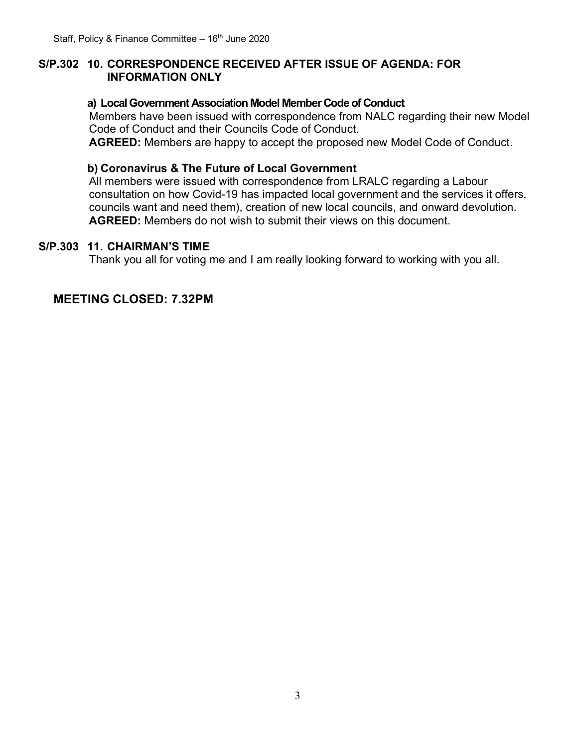**S/P.302 10. CORRESPONDENCE RECEIVED AFTER ISSUE OF AGENDA: FOR INFORMATION ONLY**

**a) Local Government Association Model Member Code of Conduct**

Members have been issued with correspondence from NALC regarding their new Model Code of Conduct and their Councils Code of Conduct.

**AGREED:** Members are happy to accept the proposed new Model Code of Conduct.

**b) Coronavirus & The Future of Local Government**

All members were issued with correspondence from LRALC regarding a Labour consultation on how Covid-19 has impacted local government and the services it offers. councils want and need them), creation of new local councils, and onward devolution.

**AGREED:** Members do not wish to submit their views on this document.

**S/P.303 11. CHAIRMAN'S TIME**

Thank you all for voting me and I am really looking forward to working with you all.

**MEETING CLOSED: 7.32PM**